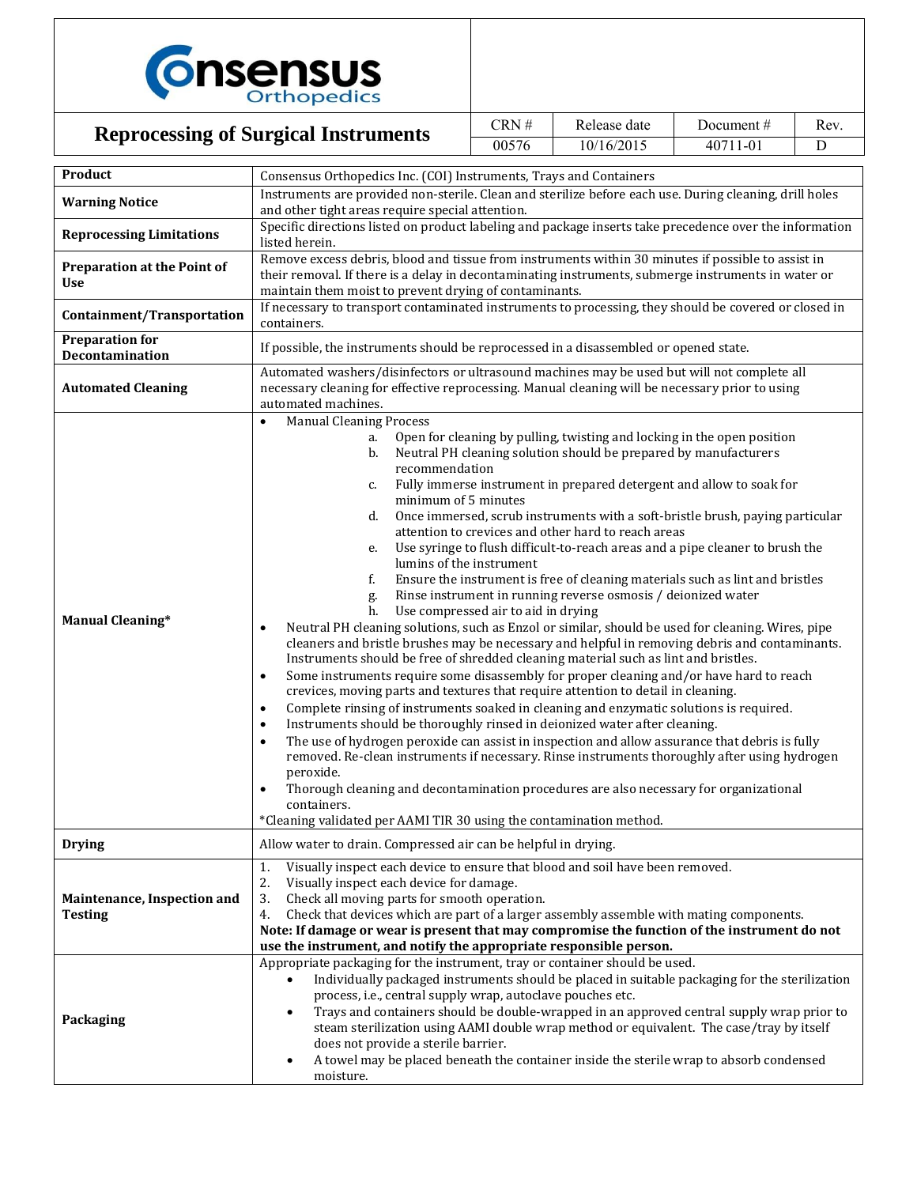# Reprocessing of Surgical Instruments

| CRN # | Release date | Document # | Rev. |
|---|---|---|---|
| 00576 | 10/16/2015 | 40711-01 | D |

| **Product** | Consensus Orthopedics Inc. (COI) Instruments, Trays and Containers |
|---|---|
| **Warning Notice** | Instruments are provided non-sterile. Clean and sterilize before each use. During cleaning, drill holes and other tight areas require special attention. |
| **Reprocessing Limitations** | Specific directions listed on product labeling and package inserts take precedence over the information listed herein. |
| **Preparation at the Point of Use** | Remove excess debris, blood and tissue from instruments within 30 minutes if possible to assist in their removal. If there is a delay in decontaminating instruments, submerge instruments in water or maintain them moist to prevent drying of contaminants. |
| **Containment/Transportation** | If necessary to transport contaminated instruments to processing, they should be covered or closed in containers. |
| **Preparation for Decontamination** | If possible, the instruments should be reprocessed in a disassembled or opened state. |
| **Automated Cleaning** | Automated washers/disinfectors or ultrasound machines may be used but will not complete all necessary cleaning for effective reprocessing. Manual cleaning will be necessary prior to using automated machines. |
| **Manual Cleaning*** | • Manual Cleaning Process<br>a. Open for cleaning by pulling, twisting and locking in the open position<br>b. Neutral PH cleaning solution should be prepared by manufacturers recommendation<br>c. Fully immerse instrument in prepared detergent and allow to soak for minimum of 5 minutes<br>d. Once immersed, scrub instruments with a soft-bristle brush, paying particular attention to crevices and other hard to reach areas<br>e. Use syringe to flush difficult-to-reach areas and a pipe cleaner to brush the lumins of the instrument<br>f. Ensure the instrument is free of cleaning materials such as lint and bristles<br>g. Rinse instrument in running reverse osmosis / deionized water<br>h. Use compressed air to aid in drying<br>• Neutral PH cleaning solutions, such as Enzol or similar, should be used for cleaning. Wires, pipe cleaners and bristle brushes may be necessary and helpful in removing debris and contaminants. Instruments should be free of shredded cleaning material such as lint and bristles.<br>• Some instruments require some disassembly for proper cleaning and/or have hard to reach crevices, moving parts and textures that require attention to detail in cleaning.<br>• Complete rinsing of instruments soaked in cleaning and enzymatic solutions is required.<br>• Instruments should be thoroughly rinsed in deionized water after cleaning.<br>• The use of hydrogen peroxide can assist in inspection and allow assurance that debris is fully removed. Re-clean instruments if necessary. Rinse instruments thoroughly after using hydrogen peroxide.<br>• Thorough cleaning and decontamination procedures are also necessary for organizational containers.<br>*Cleaning validated per AAMI TIR 30 using the contamination method. |
| **Drying** | Allow water to drain. Compressed air can be helpful in drying. |
| **Maintenance, Inspection and Testing** | 1. Visually inspect each device to ensure that blood and soil have been removed.<br>2. Visually inspect each device for damage.<br>3. Check all moving parts for smooth operation.<br>4. Check that devices which are part of a larger assembly assemble with mating components.<br>**Note: If damage or wear is present that may compromise the function of the instrument do not use the instrument, and notify the appropriate responsible person.** |
| **Packaging** | Appropriate packaging for the instrument, tray or container should be used.<br>• Individually packaged instruments should be placed in suitable packaging for the sterilization process, i.e., central supply wrap, autoclave pouches etc.<br>• Trays and containers should be double-wrapped in an approved central supply wrap prior to steam sterilization using AAMI double wrap method or equivalent. The case/tray by itself does not provide a sterile barrier.<br>• A towel may be placed beneath the container inside the sterile wrap to absorb condensed moisture. |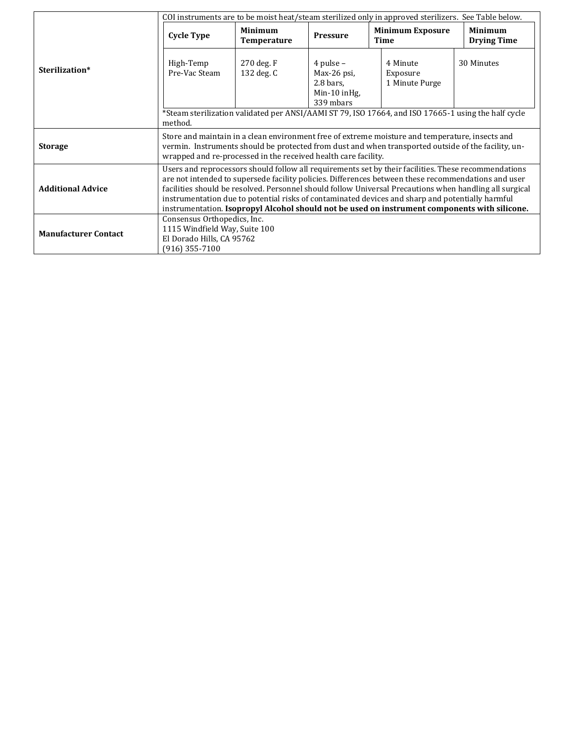| | |
|---|---|
| **Sterilization*** | COI instruments are to be moist heat/steam sterilized only in approved sterilizers. See Table below. |

| Cycle Type | Minimum Temperature | Pressure | Minimum Exposure Time | Minimum Drying Time |
|---|---|---|---|---|
| High-Temp Pre-Vac Steam | 270 deg. F 132 deg. C | 4 pulse – Max-26 psi, 2.8 bars, Min-10 inHg, 339 mbars | 4 Minute Exposure 1 Minute Purge | 30 Minutes |

*Steam sterilization validated per ANSI/AAMI ST 79, ISO 17664, and ISO 17665-1 using the half cycle method.

| | |
|---|---|
| **Storage** | Store and maintain in a clean environment free of extreme moisture and temperature, insects and vermin. Instruments should be protected from dust and when transported outside of the facility, un-wrapped and re-processed in the received health care facility. |
| **Additional Advice** | Users and reprocessors should follow all requirements set by their facilities. These recommendations are not intended to supersede facility policies. Differences between these recommendations and user facilities should be resolved. Personnel should follow Universal Precautions when handling all surgical instrumentation due to potential risks of contaminated devices and sharp and potentially harmful instrumentation. **Isopropyl Alcohol should not be used on instrument components with silicone.** |
| **Manufacturer Contact** | Consensus Orthopedics, Inc.<br>1115 Windfield Way, Suite 100<br>El Dorado Hills, CA 95762<br>(916) 355-7100 |